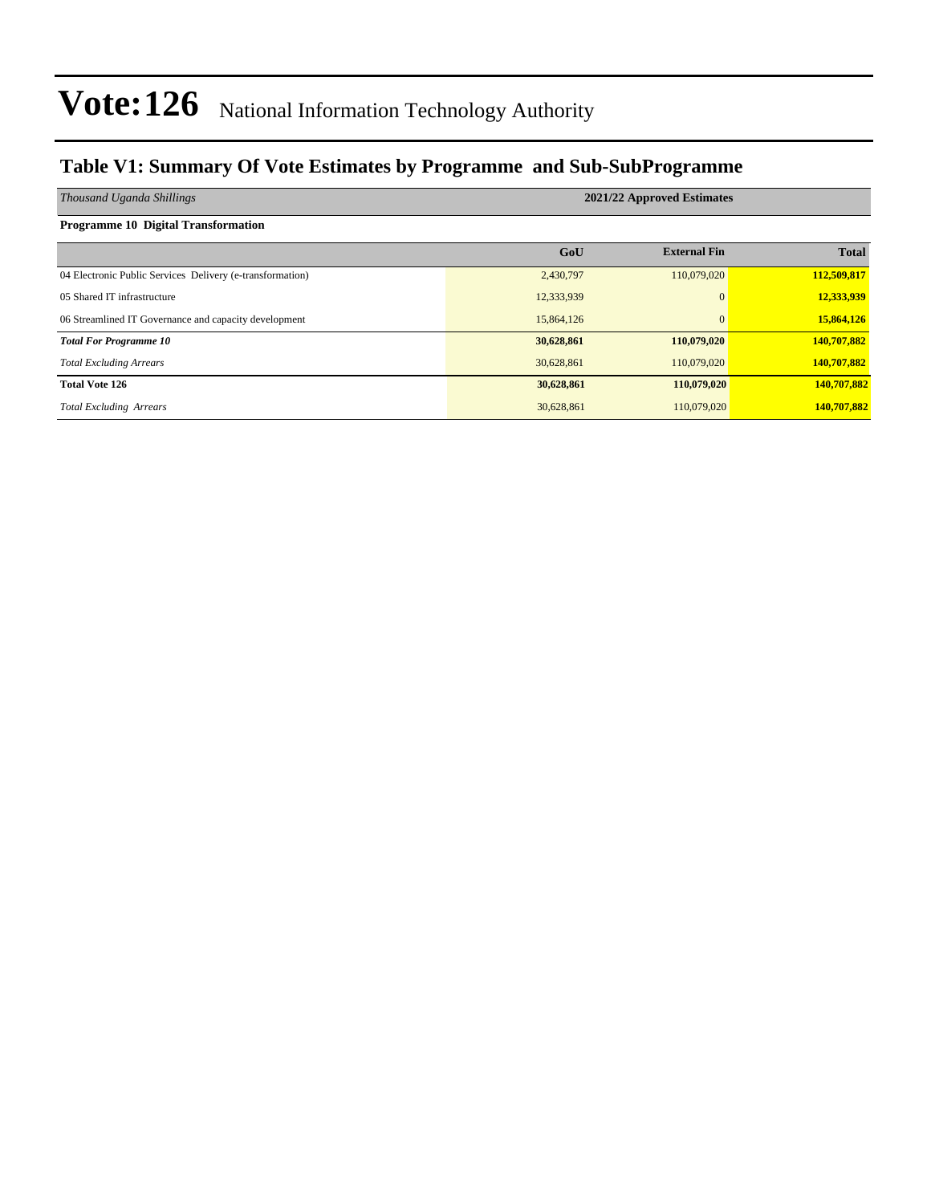# Vote:126 National Information Technology Authority

## Table V1: Summary Of Vote Estimates by Programme and Sub-SubProgramme

| *Thousand Uganda Shillings* | 2021/22 Approved Estimates | | |
|---|---|---|---|
| **Programme 10 Digital Transformation** | | | |
| | **GoU** | **External Fin** | **Total** |
| 04 Electronic Public Services Delivery (e-transformation) | 2,430,797 | 110,079,020 | **112,509,817** |
| 05 Shared IT infrastructure | 12,333,939 | 0 | **12,333,939** |
| 06 Streamlined IT Governance and capacity development | 15,864,126 | 0 | **15,864,126** |
| ***Total For Programme 10*** | **30,628,861** | **110,079,020** | **140,707,882** |
| *Total Excluding Arrears* | 30,628,861 | 110,079,020 | **140,707,882** |
| **Total Vote 126** | **30,628,861** | **110,079,020** | **140,707,882** |
| *Total Excluding Arrears* | 30,628,861 | 110,079,020 | **140,707,882** |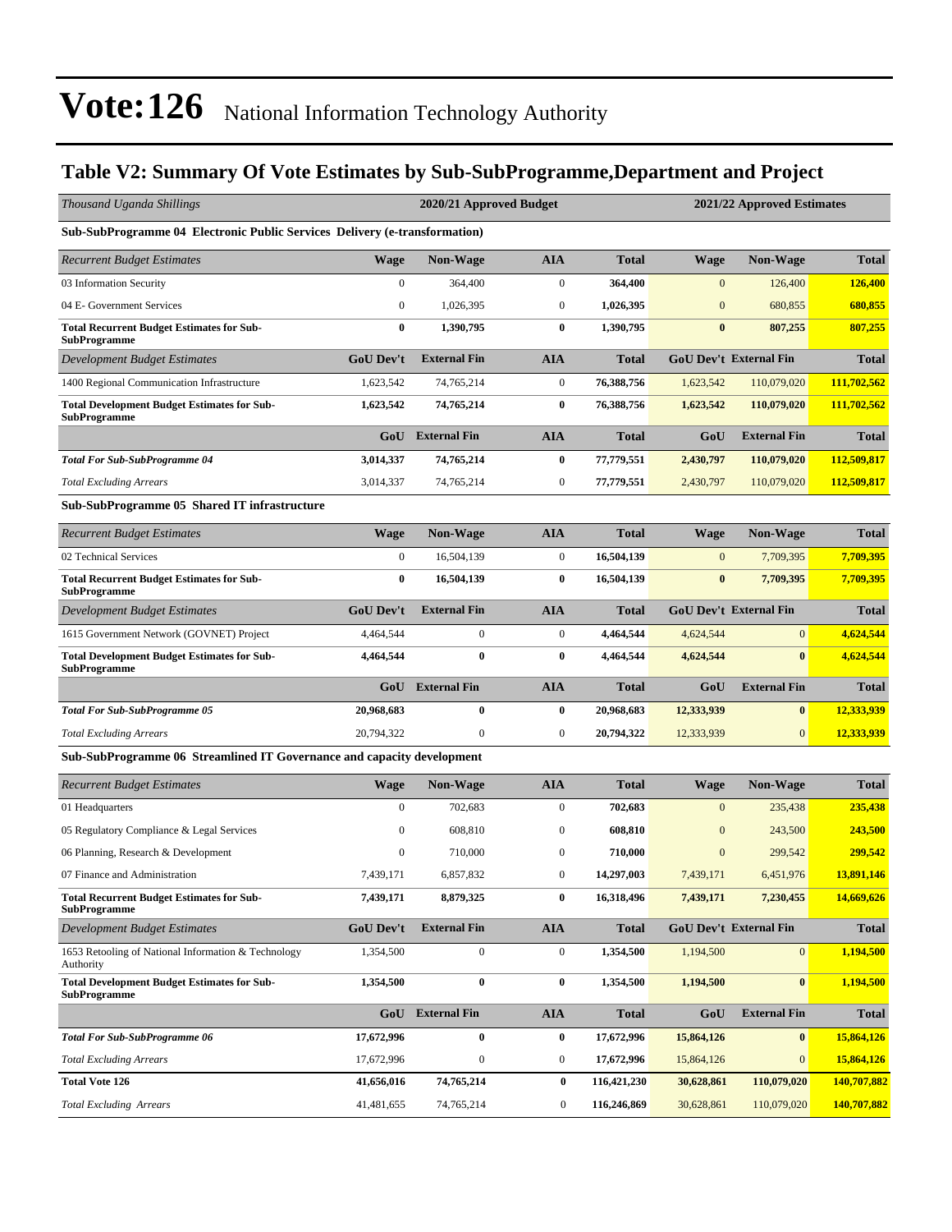# Vote:126 National Information Technology Authority

## Table V2: Summary Of Vote Estimates by Sub-SubProgramme,Department and Project

| *Thousand Uganda Shillings* | 2020/21 Approved Budget | | | | 2021/22 Approved Estimates | | |
|---|---|---|---|---|---|---|---|
| **Sub-SubProgramme 04 Electronic Public Services Delivery (e-transformation)** | | | | | | | |
| *Recurrent Budget Estimates* | **Wage** | **Non-Wage** | **AIA** | **Total** | **Wage** | **Non-Wage** | **Total** |
| 03 Information Security | 0 | 364,400 | 0 | **364,400** | 0 | 126,400 | **126,400** |
| 04 E- Government Services | 0 | 1,026,395 | 0 | **1,026,395** | 0 | 680,855 | **680,855** |
| **Total Recurrent Budget Estimates for Sub-SubProgramme** | **0** | **1,390,795** | **0** | **1,390,795** | **0** | **807,255** | **807,255** |
| *Development Budget Estimates* | **GoU Dev't** | **External Fin** | **AIA** | **Total** | **GoU Dev't** | **External Fin** | **Total** |
| 1400 Regional Communication Infrastructure | 1,623,542 | 74,765,214 | 0 | **76,388,756** | 1,623,542 | 110,079,020 | **111,702,562** |
| **Total Development Budget Estimates for Sub-SubProgramme** | **1,623,542** | **74,765,214** | **0** | **76,388,756** | **1,623,542** | **110,079,020** | **111,702,562** |
| | **GoU** | **External Fin** | **AIA** | **Total** | **GoU** | **External Fin** | **Total** |
| ***Total For Sub-SubProgramme 04*** | **3,014,337** | **74,765,214** | **0** | **77,779,551** | **2,430,797** | **110,079,020** | **112,509,817** |
| *Total Excluding Arrears* | 3,014,337 | 74,765,214 | 0 | **77,779,551** | 2,430,797 | 110,079,020 | **112,509,817** |
| **Sub-SubProgramme 05 Shared IT infrastructure** | | | | | | | |
| *Recurrent Budget Estimates* | **Wage** | **Non-Wage** | **AIA** | **Total** | **Wage** | **Non-Wage** | **Total** |
| 02 Technical Services | 0 | 16,504,139 | 0 | **16,504,139** | 0 | 7,709,395 | **7,709,395** |
| **Total Recurrent Budget Estimates for Sub-SubProgramme** | **0** | **16,504,139** | **0** | **16,504,139** | **0** | **7,709,395** | **7,709,395** |
| *Development Budget Estimates* | **GoU Dev't** | **External Fin** | **AIA** | **Total** | **GoU Dev't** | **External Fin** | **Total** |
| 1615 Government Network (GOVNET) Project | 4,464,544 | 0 | 0 | **4,464,544** | 4,624,544 | 0 | **4,624,544** |
| **Total Development Budget Estimates for Sub-SubProgramme** | **4,464,544** | **0** | **0** | **4,464,544** | **4,624,544** | **0** | **4,624,544** |
| | **GoU** | **External Fin** | **AIA** | **Total** | **GoU** | **External Fin** | **Total** |
| ***Total For Sub-SubProgramme 05*** | **20,968,683** | **0** | **0** | **20,968,683** | **12,333,939** | **0** | **12,333,939** |
| *Total Excluding Arrears* | 20,794,322 | 0 | 0 | **20,794,322** | 12,333,939 | 0 | **12,333,939** |
| **Sub-SubProgramme 06 Streamlined IT Governance and capacity development** | | | | | | | |
| *Recurrent Budget Estimates* | **Wage** | **Non-Wage** | **AIA** | **Total** | **Wage** | **Non-Wage** | **Total** |
| 01 Headquarters | 0 | 702,683 | 0 | **702,683** | 0 | 235,438 | **235,438** |
| 05 Regulatory Compliance & Legal Services | 0 | 608,810 | 0 | **608,810** | 0 | 243,500 | **243,500** |
| 06 Planning, Research & Development | 0 | 710,000 | 0 | **710,000** | 0 | 299,542 | **299,542** |
| 07 Finance and Administration | 7,439,171 | 6,857,832 | 0 | **14,297,003** | 7,439,171 | 6,451,976 | **13,891,146** |
| **Total Recurrent Budget Estimates for Sub-SubProgramme** | **7,439,171** | **8,879,325** | **0** | **16,318,496** | **7,439,171** | **7,230,455** | **14,669,626** |
| *Development Budget Estimates* | **GoU Dev't** | **External Fin** | **AIA** | **Total** | **GoU Dev't** | **External Fin** | **Total** |
| 1653 Retooling of National Information & Technology Authority | 1,354,500 | 0 | 0 | **1,354,500** | 1,194,500 | 0 | **1,194,500** |
| **Total Development Budget Estimates for Sub-SubProgramme** | **1,354,500** | **0** | **0** | **1,354,500** | **1,194,500** | **0** | **1,194,500** |
| | **GoU** | **External Fin** | **AIA** | **Total** | **GoU** | **External Fin** | **Total** |
| ***Total For Sub-SubProgramme 06*** | **17,672,996** | **0** | **0** | **17,672,996** | **15,864,126** | **0** | **15,864,126** |
| *Total Excluding Arrears* | 17,672,996 | 0 | 0 | **17,672,996** | 15,864,126 | 0 | **15,864,126** |
| **Total Vote 126** | **41,656,016** | **74,765,214** | **0** | **116,421,230** | **30,628,861** | **110,079,020** | **140,707,882** |
| *Total Excluding Arrears* | 41,481,655 | 74,765,214 | 0 | **116,246,869** | 30,628,861 | 110,079,020 | **140,707,882** |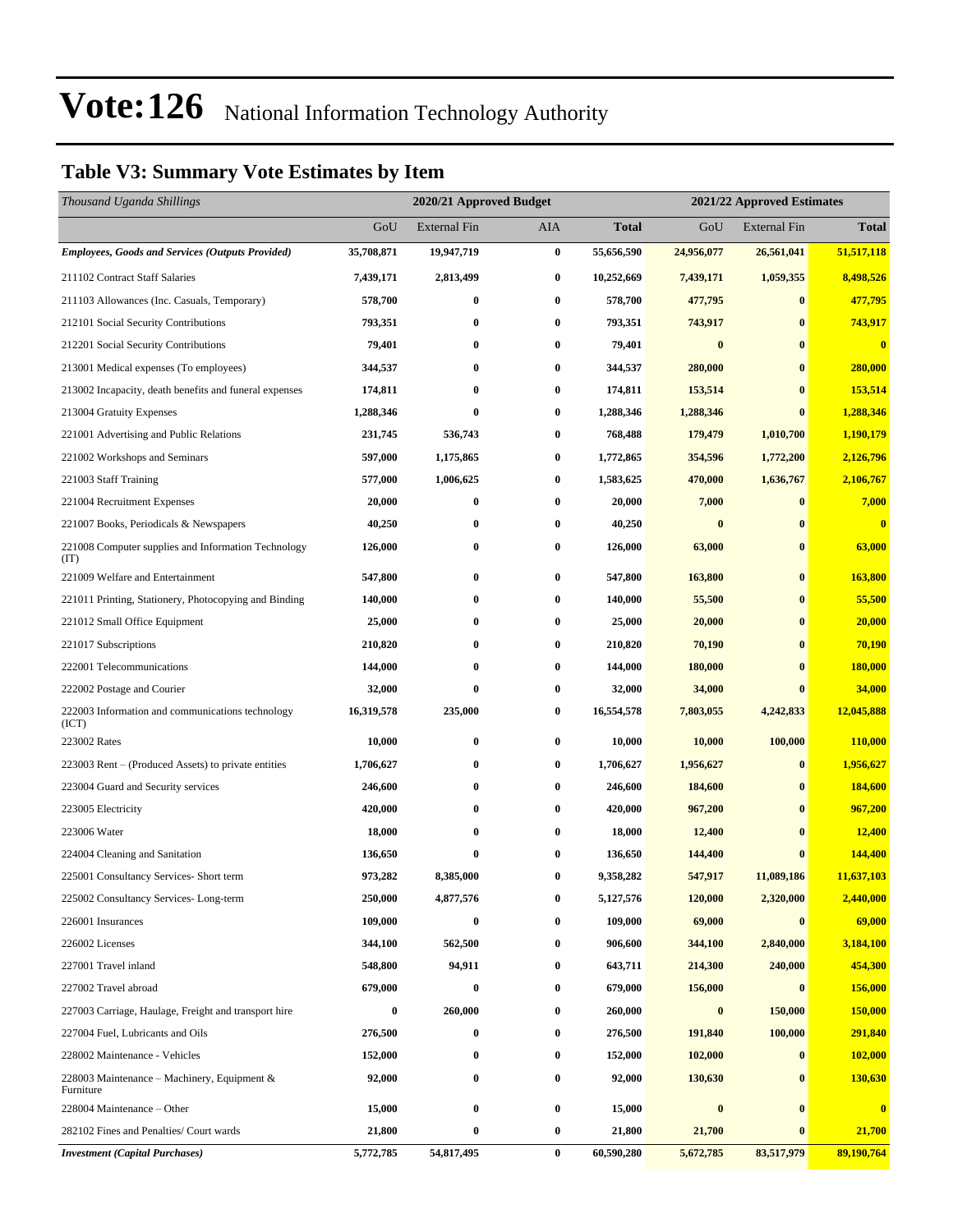# Vote:126 National Information Technology Authority

## Table V3: Summary Vote Estimates by Item

| *Thousand Uganda Shillings* | 2020/21 Approved Budget | | | | 2021/22 Approved Estimates | | |
|---|---|---|---|---|---|---|---|
| | GoU | External Fin | AIA | **Total** | GoU | External Fin | **Total** |
| ***Employees, Goods and Services (Outputs Provided)*** | **35,708,871** | **19,947,719** | **0** | **55,656,590** | **24,956,077** | **26,561,041** | **51,517,118** |
| 211102 Contract Staff Salaries | **7,439,171** | **2,813,499** | **0** | **10,252,669** | **7,439,171** | **1,059,355** | **8,498,526** |
| 211103 Allowances (Inc. Casuals, Temporary) | **578,700** | **0** | **0** | **578,700** | **477,795** | **0** | **477,795** |
| 212101 Social Security Contributions | **793,351** | **0** | **0** | **793,351** | **743,917** | **0** | **743,917** |
| 212201 Social Security Contributions | **79,401** | **0** | **0** | **79,401** | **0** | **0** | **0** |
| 213001 Medical expenses (To employees) | **344,537** | **0** | **0** | **344,537** | **280,000** | **0** | **280,000** |
| 213002 Incapacity, death benefits and funeral expenses | **174,811** | **0** | **0** | **174,811** | **153,514** | **0** | **153,514** |
| 213004 Gratuity Expenses | **1,288,346** | **0** | **0** | **1,288,346** | **1,288,346** | **0** | **1,288,346** |
| 221001 Advertising and Public Relations | **231,745** | **536,743** | **0** | **768,488** | **179,479** | **1,010,700** | **1,190,179** |
| 221002 Workshops and Seminars | **597,000** | **1,175,865** | **0** | **1,772,865** | **354,596** | **1,772,200** | **2,126,796** |
| 221003 Staff Training | **577,000** | **1,006,625** | **0** | **1,583,625** | **470,000** | **1,636,767** | **2,106,767** |
| 221004 Recruitment Expenses | **20,000** | **0** | **0** | **20,000** | **7,000** | **0** | **7,000** |
| 221007 Books, Periodicals & Newspapers | **40,250** | **0** | **0** | **40,250** | **0** | **0** | **0** |
| 221008 Computer supplies and Information Technology (IT) | **126,000** | **0** | **0** | **126,000** | **63,000** | **0** | **63,000** |
| 221009 Welfare and Entertainment | **547,800** | **0** | **0** | **547,800** | **163,800** | **0** | **163,800** |
| 221011 Printing, Stationery, Photocopying and Binding | **140,000** | **0** | **0** | **140,000** | **55,500** | **0** | **55,500** |
| 221012 Small Office Equipment | **25,000** | **0** | **0** | **25,000** | **20,000** | **0** | **20,000** |
| 221017 Subscriptions | **210,820** | **0** | **0** | **210,820** | **70,190** | **0** | **70,190** |
| 222001 Telecommunications | **144,000** | **0** | **0** | **144,000** | **180,000** | **0** | **180,000** |
| 222002 Postage and Courier | **32,000** | **0** | **0** | **32,000** | **34,000** | **0** | **34,000** |
| 222003 Information and communications technology (ICT) | **16,319,578** | **235,000** | **0** | **16,554,578** | **7,803,055** | **4,242,833** | **12,045,888** |
| 223002 Rates | **10,000** | **0** | **0** | **10,000** | **10,000** | **100,000** | **110,000** |
| 223003 Rent – (Produced Assets) to private entities | **1,706,627** | **0** | **0** | **1,706,627** | **1,956,627** | **0** | **1,956,627** |
| 223004 Guard and Security services | **246,600** | **0** | **0** | **246,600** | **184,600** | **0** | **184,600** |
| 223005 Electricity | **420,000** | **0** | **0** | **420,000** | **967,200** | **0** | **967,200** |
| 223006 Water | **18,000** | **0** | **0** | **18,000** | **12,400** | **0** | **12,400** |
| 224004 Cleaning and Sanitation | **136,650** | **0** | **0** | **136,650** | **144,400** | **0** | **144,400** |
| 225001 Consultancy Services- Short term | **973,282** | **8,385,000** | **0** | **9,358,282** | **547,917** | **11,089,186** | **11,637,103** |
| 225002 Consultancy Services- Long-term | **250,000** | **4,877,576** | **0** | **5,127,576** | **120,000** | **2,320,000** | **2,440,000** |
| 226001 Insurances | **109,000** | **0** | **0** | **109,000** | **69,000** | **0** | **69,000** |
| 226002 Licenses | **344,100** | **562,500** | **0** | **906,600** | **344,100** | **2,840,000** | **3,184,100** |
| 227001 Travel inland | **548,800** | **94,911** | **0** | **643,711** | **214,300** | **240,000** | **454,300** |
| 227002 Travel abroad | **679,000** | **0** | **0** | **679,000** | **156,000** | **0** | **156,000** |
| 227003 Carriage, Haulage, Freight and transport hire | **0** | **260,000** | **0** | **260,000** | **0** | **150,000** | **150,000** |
| 227004 Fuel, Lubricants and Oils | **276,500** | **0** | **0** | **276,500** | **191,840** | **100,000** | **291,840** |
| 228002 Maintenance - Vehicles | **152,000** | **0** | **0** | **152,000** | **102,000** | **0** | **102,000** |
| 228003 Maintenance – Machinery, Equipment & Furniture | **92,000** | **0** | **0** | **92,000** | **130,630** | **0** | **130,630** |
| 228004 Maintenance – Other | **15,000** | **0** | **0** | **15,000** | **0** | **0** | **0** |
| 282102 Fines and Penalties/ Court wards | **21,800** | **0** | **0** | **21,800** | **21,700** | **0** | **21,700** |
| ***Investment (Capital Purchases)*** | **5,772,785** | **54,817,495** | **0** | **60,590,280** | **5,672,785** | **83,517,979** | **89,190,764** |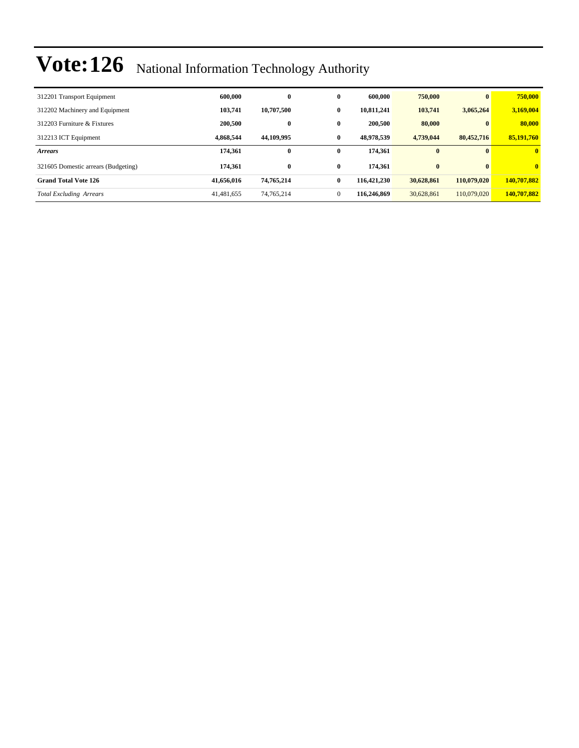# Vote:126 National Information Technology Authority

| | | | | | | | |
|---|---|---|---|---|---|---|---|
| 312201 Transport Equipment | **600,000** | **0** | **0** | **600,000** | **750,000** | **0** | **750,000** |
| 312202 Machinery and Equipment | **103,741** | **10,707,500** | **0** | **10,811,241** | **103,741** | **3,065,264** | **3,169,004** |
| 312203 Furniture & Fixtures | **200,500** | **0** | **0** | **200,500** | **80,000** | **0** | **80,000** |
| 312213 ICT Equipment | **4,868,544** | **44,109,995** | **0** | **48,978,539** | **4,739,044** | **80,452,716** | **85,191,760** |
| ***Arrears*** | **174,361** | **0** | **0** | **174,361** | **0** | **0** | **0** |
| 321605 Domestic arrears (Budgeting) | **174,361** | **0** | **0** | **174,361** | **0** | **0** | **0** |
| **Grand Total Vote 126** | **41,656,016** | **74,765,214** | **0** | **116,421,230** | **30,628,861** | **110,079,020** | **140,707,882** |
| *Total Excluding Arrears* | 41,481,655 | 74,765,214 | 0 | **116,246,869** | 30,628,861 | 110,079,020 | **140,707,882** |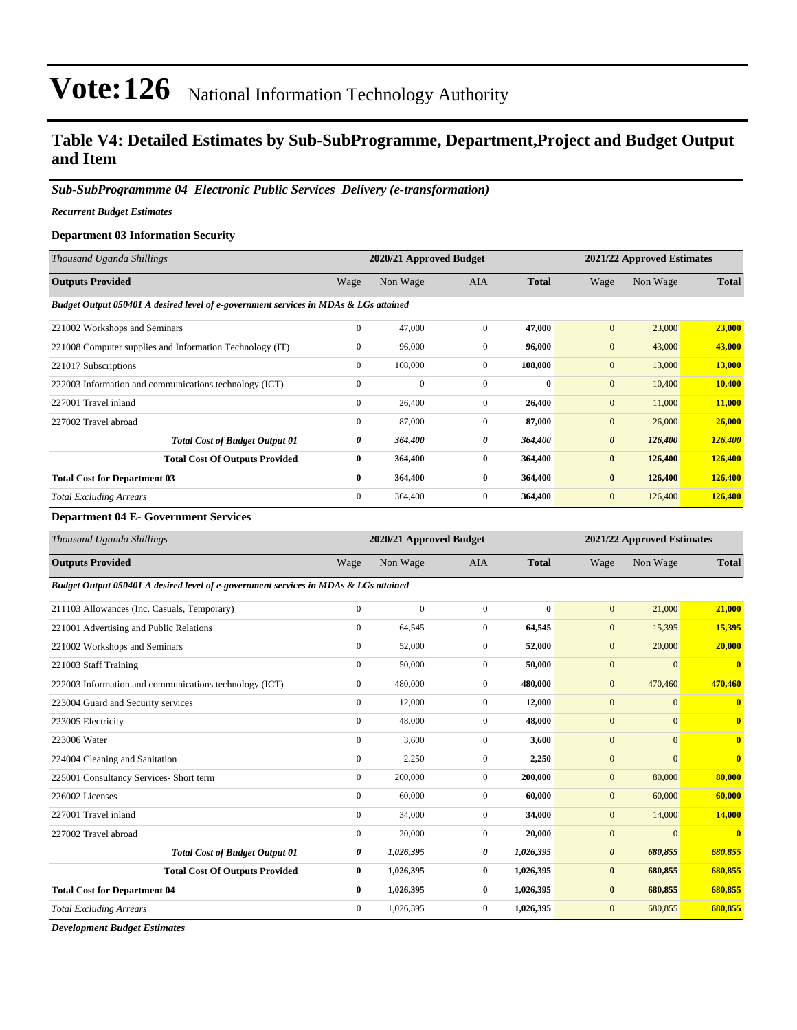# Vote:126 National Information Technology Authority

## Table V4: Detailed Estimates by Sub-SubProgramme, Department,Project and Budget Output and Item

### *Sub-SubProgrammme 04 Electronic Public Services Delivery (e-transformation)*

***Recurrent Budget Estimates***

**Department 03 Information Security**

| *Thousand Uganda Shillings* | 2020/21 Approved Budget | | | | 2021/22 Approved Estimates | | |
|---|---|---|---|---|---|---|---|
| **Outputs Provided** | Wage | Non Wage | AIA | **Total** | Wage | Non Wage | **Total** |
| ***Budget Output 050401 A desired level of e-government services in MDAs & LGs attained*** | | | | | | | |
| 221002 Workshops and Seminars | 0 | 47,000 | 0 | **47,000** | 0 | 23,000 | **23,000** |
| 221008 Computer supplies and Information Technology (IT) | 0 | 96,000 | 0 | **96,000** | 0 | 43,000 | **43,000** |
| 221017 Subscriptions | 0 | 108,000 | 0 | **108,000** | 0 | 13,000 | **13,000** |
| 222003 Information and communications technology (ICT) | 0 | 0 | 0 | **0** | 0 | 10,400 | **10,400** |
| 227001 Travel inland | 0 | 26,400 | 0 | **26,400** | 0 | 11,000 | **11,000** |
| 227002 Travel abroad | 0 | 87,000 | 0 | **87,000** | 0 | 26,000 | **26,000** |
| ***Total Cost of Budget Output 01*** | ***0*** | ***364,400*** | ***0*** | ***364,400*** | ***0*** | ***126,400*** | ***126,400*** |
| **Total Cost Of Outputs Provided** | **0** | **364,400** | **0** | **364,400** | **0** | **126,400** | **126,400** |
| **Total Cost for Department 03** | **0** | **364,400** | **0** | **364,400** | **0** | **126,400** | **126,400** |
| *Total Excluding Arrears* | 0 | 364,400 | 0 | **364,400** | 0 | 126,400 | **126,400** |

**Department 04 E- Government Services**

| *Thousand Uganda Shillings* | 2020/21 Approved Budget | | | | 2021/22 Approved Estimates | | |
|---|---|---|---|---|---|---|---|
| **Outputs Provided** | Wage | Non Wage | AIA | **Total** | Wage | Non Wage | **Total** |
| ***Budget Output 050401 A desired level of e-government services in MDAs & LGs attained*** | | | | | | | |
| 211103 Allowances (Inc. Casuals, Temporary) | 0 | 0 | 0 | **0** | 0 | 21,000 | **21,000** |
| 221001 Advertising and Public Relations | 0 | 64,545 | 0 | **64,545** | 0 | 15,395 | **15,395** |
| 221002 Workshops and Seminars | 0 | 52,000 | 0 | **52,000** | 0 | 20,000 | **20,000** |
| 221003 Staff Training | 0 | 50,000 | 0 | **50,000** | 0 | 0 | **0** |
| 222003 Information and communications technology (ICT) | 0 | 480,000 | 0 | **480,000** | 0 | 470,460 | **470,460** |
| 223004 Guard and Security services | 0 | 12,000 | 0 | **12,000** | 0 | 0 | **0** |
| 223005 Electricity | 0 | 48,000 | 0 | **48,000** | 0 | 0 | **0** |
| 223006 Water | 0 | 3,600 | 0 | **3,600** | 0 | 0 | **0** |
| 224004 Cleaning and Sanitation | 0 | 2,250 | 0 | **2,250** | 0 | 0 | **0** |
| 225001 Consultancy Services- Short term | 0 | 200,000 | 0 | **200,000** | 0 | 80,000 | **80,000** |
| 226002 Licenses | 0 | 60,000 | 0 | **60,000** | 0 | 60,000 | **60,000** |
| 227001 Travel inland | 0 | 34,000 | 0 | **34,000** | 0 | 14,000 | **14,000** |
| 227002 Travel abroad | 0 | 20,000 | 0 | **20,000** | 0 | 0 | **0** |
| ***Total Cost of Budget Output 01*** | ***0*** | ***1,026,395*** | ***0*** | ***1,026,395*** | ***0*** | ***680,855*** | ***680,855*** |
| **Total Cost Of Outputs Provided** | **0** | **1,026,395** | **0** | **1,026,395** | **0** | **680,855** | **680,855** |
| **Total Cost for Department 04** | **0** | **1,026,395** | **0** | **1,026,395** | **0** | **680,855** | **680,855** |
| *Total Excluding Arrears* | 0 | 1,026,395 | 0 | **1,026,395** | 0 | 680,855 | **680,855** |

***Development Budget Estimates***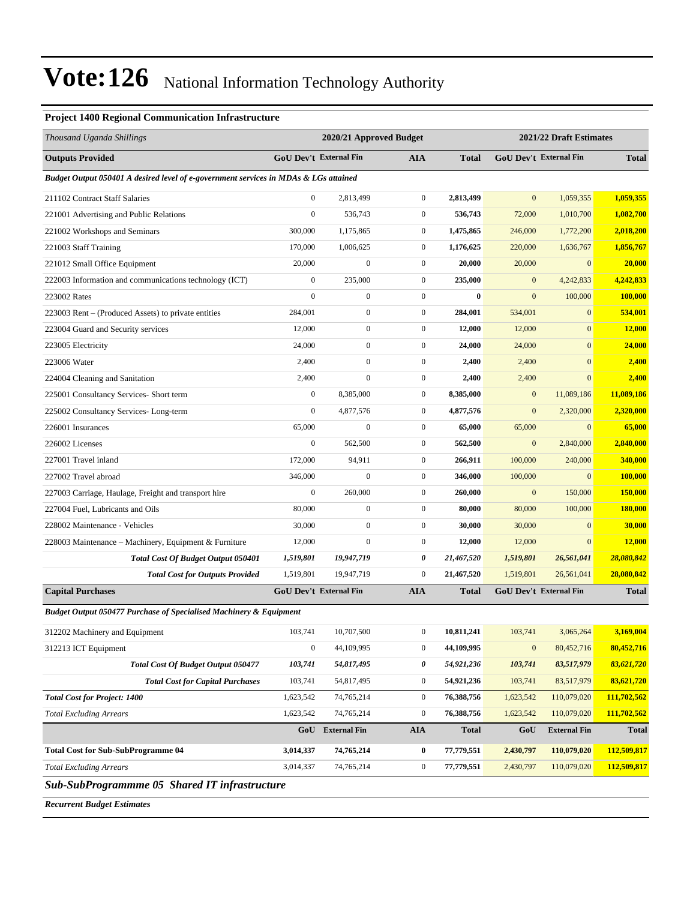# Vote:126 National Information Technology Authority

**Project 1400 Regional Communication Infrastructure**

| *Thousand Uganda Shillings* | 2020/21 Approved Budget | | | | 2021/22 Draft Estimates | | |
|---|---|---|---|---|---|---|---|
| **Outputs Provided** | **GoU Dev't** | **External Fin** | **AIA** | **Total** | **GoU Dev't** | **External Fin** | **Total** |
| ***Budget Output 050401 A desired level of e-government services in MDAs & LGs attained*** | | | | | | | |
| 211102 Contract Staff Salaries | 0 | 2,813,499 | 0 | **2,813,499** | 0 | 1,059,355 | **1,059,355** |
| 221001 Advertising and Public Relations | 0 | 536,743 | 0 | **536,743** | 72,000 | 1,010,700 | **1,082,700** |
| 221002 Workshops and Seminars | 300,000 | 1,175,865 | 0 | **1,475,865** | 246,000 | 1,772,200 | **2,018,200** |
| 221003 Staff Training | 170,000 | 1,006,625 | 0 | **1,176,625** | 220,000 | 1,636,767 | **1,856,767** |
| 221012 Small Office Equipment | 20,000 | 0 | 0 | **20,000** | 20,000 | 0 | **20,000** |
| 222003 Information and communications technology (ICT) | 0 | 235,000 | 0 | **235,000** | 0 | 4,242,833 | **4,242,833** |
| 223002 Rates | 0 | 0 | 0 | **0** | 0 | 100,000 | **100,000** |
| 223003 Rent – (Produced Assets) to private entities | 284,001 | 0 | 0 | **284,001** | 534,001 | 0 | **534,001** |
| 223004 Guard and Security services | 12,000 | 0 | 0 | **12,000** | 12,000 | 0 | **12,000** |
| 223005 Electricity | 24,000 | 0 | 0 | **24,000** | 24,000 | 0 | **24,000** |
| 223006 Water | 2,400 | 0 | 0 | **2,400** | 2,400 | 0 | **2,400** |
| 224004 Cleaning and Sanitation | 2,400 | 0 | 0 | **2,400** | 2,400 | 0 | **2,400** |
| 225001 Consultancy Services- Short term | 0 | 8,385,000 | 0 | **8,385,000** | 0 | 11,089,186 | **11,089,186** |
| 225002 Consultancy Services- Long-term | 0 | 4,877,576 | 0 | **4,877,576** | 0 | 2,320,000 | **2,320,000** |
| 226001 Insurances | 65,000 | 0 | 0 | **65,000** | 65,000 | 0 | **65,000** |
| 226002 Licenses | 0 | 562,500 | 0 | **562,500** | 0 | 2,840,000 | **2,840,000** |
| 227001 Travel inland | 172,000 | 94,911 | 0 | **266,911** | 100,000 | 240,000 | **340,000** |
| 227002 Travel abroad | 346,000 | 0 | 0 | **346,000** | 100,000 | 0 | **100,000** |
| 227003 Carriage, Haulage, Freight and transport hire | 0 | 260,000 | 0 | **260,000** | 0 | 150,000 | **150,000** |
| 227004 Fuel, Lubricants and Oils | 80,000 | 0 | 0 | **80,000** | 80,000 | 100,000 | **180,000** |
| 228002 Maintenance - Vehicles | 30,000 | 0 | 0 | **30,000** | 30,000 | 0 | **30,000** |
| 228003 Maintenance – Machinery, Equipment & Furniture | 12,000 | 0 | 0 | **12,000** | 12,000 | 0 | **12,000** |
| ***Total Cost Of Budget Output 050401*** | ***1,519,801*** | ***19,947,719*** | ***0*** | ***21,467,520*** | ***1,519,801*** | ***26,561,041*** | ***28,080,842*** |
| ***Total Cost for Outputs Provided*** | 1,519,801 | 19,947,719 | 0 | 21,467,520 | 1,519,801 | 26,561,041 | 28,080,842 |
| **Capital Purchases** | **GoU Dev't** | **External Fin** | **AIA** | **Total** | **GoU Dev't** | **External Fin** | **Total** |
| ***Budget Output 050477 Purchase of Specialised Machinery & Equipment*** | | | | | | | |
| 312202 Machinery and Equipment | 103,741 | 10,707,500 | 0 | **10,811,241** | 103,741 | 3,065,264 | **3,169,004** |
| 312213 ICT Equipment | 0 | 44,109,995 | 0 | **44,109,995** | 0 | 80,452,716 | **80,452,716** |
| ***Total Cost Of Budget Output 050477*** | ***103,741*** | ***54,817,495*** | ***0*** | ***54,921,236*** | ***103,741*** | ***83,517,979*** | ***83,621,720*** |
| ***Total Cost for Capital Purchases*** | 103,741 | 54,817,495 | 0 | 54,921,236 | 103,741 | 83,517,979 | 83,621,720 |
| ***Total Cost for Project: 1400*** | 1,623,542 | 74,765,214 | 0 | 76,388,756 | 1,623,542 | 110,079,020 | 111,702,562 |
| *Total Excluding Arrears* | 1,623,542 | 74,765,214 | 0 | 76,388,756 | 1,623,542 | 110,079,020 | 111,702,562 |
| | **GoU** | **External Fin** | **AIA** | **Total** | **GoU** | **External Fin** | **Total** |
| **Total Cost for Sub-SubProgramme 04** | **3,014,337** | **74,765,214** | **0** | **77,779,551** | **2,430,797** | **110,079,020** | **112,509,817** |
| *Total Excluding Arrears* | 3,014,337 | 74,765,214 | 0 | 77,779,551 | 2,430,797 | 110,079,020 | 112,509,817 |

***Sub-SubProgrammme 05 Shared IT infrastructure***

***Recurrent Budget Estimates***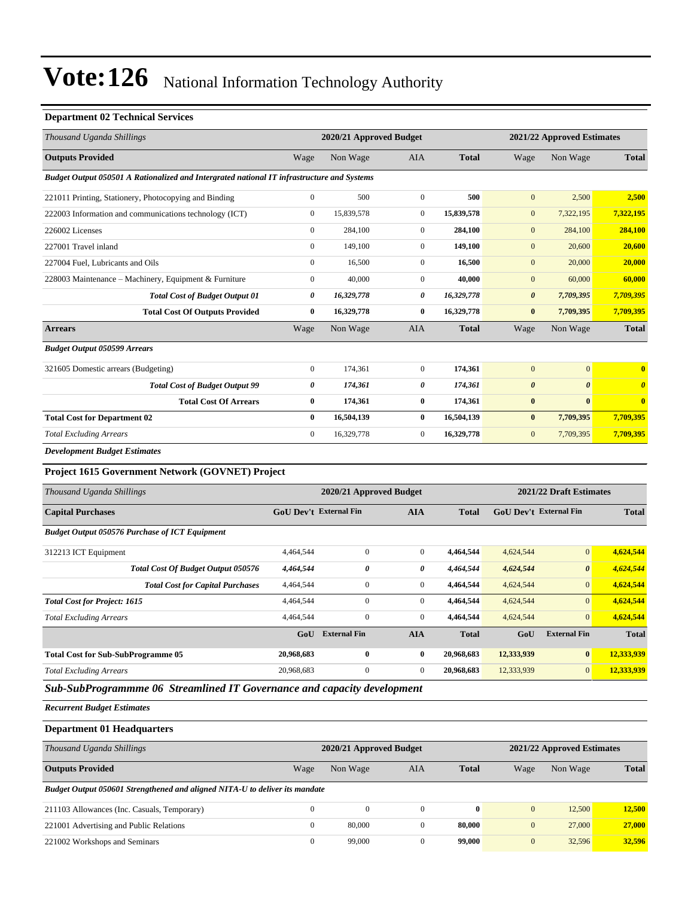# Vote:126 National Information Technology Authority

**Department 02 Technical Services**

| *Thousand Uganda Shillings* | 2020/21 Approved Budget | | | | 2021/22 Approved Estimates | | |
|---|---|---|---|---|---|---|---|
| **Outputs Provided** | Wage | Non Wage | AIA | **Total** | Wage | Non Wage | **Total** |
| ***Budget Output 050501 A Rationalized and Intergrated national IT infrastructure and Systems*** | | | | | | | |
| 221011 Printing, Stationery, Photocopying and Binding | 0 | 500 | 0 | **500** | 0 | 2,500 | **2,500** |
| 222003 Information and communications technology (ICT) | 0 | 15,839,578 | 0 | **15,839,578** | 0 | 7,322,195 | **7,322,195** |
| 226002 Licenses | 0 | 284,100 | 0 | **284,100** | 0 | 284,100 | **284,100** |
| 227001 Travel inland | 0 | 149,100 | 0 | **149,100** | 0 | 20,600 | **20,600** |
| 227004 Fuel, Lubricants and Oils | 0 | 16,500 | 0 | **16,500** | 0 | 20,000 | **20,000** |
| 228003 Maintenance – Machinery, Equipment & Furniture | 0 | 40,000 | 0 | **40,000** | 0 | 60,000 | **60,000** |
| ***Total Cost of Budget Output 01*** | ***0*** | ***16,329,778*** | ***0*** | ***16,329,778*** | ***0*** | ***7,709,395*** | ***7,709,395*** |
| **Total Cost Of Outputs Provided** | **0** | **16,329,778** | **0** | **16,329,778** | **0** | **7,709,395** | **7,709,395** |
| **Arrears** | Wage | Non Wage | AIA | **Total** | Wage | Non Wage | **Total** |
| ***Budget Output 050599 Arrears*** | | | | | | | |
| 321605 Domestic arrears (Budgeting) | 0 | 174,361 | 0 | **174,361** | 0 | 0 | **0** |
| ***Total Cost of Budget Output 99*** | ***0*** | ***174,361*** | ***0*** | ***174,361*** | ***0*** | ***0*** | ***0*** |
| **Total Cost Of Arrears** | **0** | **174,361** | **0** | **174,361** | **0** | **0** | **0** |
| **Total Cost for Department 02** | **0** | **16,504,139** | **0** | **16,504,139** | **0** | **7,709,395** | **7,709,395** |
| *Total Excluding Arrears* | 0 | 16,329,778 | 0 | **16,329,778** | 0 | 7,709,395 | **7,709,395** |

***Development Budget Estimates***

**Project 1615 Government Network (GOVNET) Project**

| *Thousand Uganda Shillings* | 2020/21 Approved Budget | | | | 2021/22 Draft Estimates | | |
|---|---|---|---|---|---|---|---|
| **Capital Purchases** | **GoU Dev't** | **External Fin** | **AIA** | **Total** | **GoU Dev't** | **External Fin** | **Total** |
| ***Budget Output 050576 Purchase of ICT Equipment*** | | | | | | | |
| 312213 ICT Equipment | 4,464,544 | 0 | 0 | **4,464,544** | 4,624,544 | 0 | **4,624,544** |
| ***Total Cost Of Budget Output 050576*** | ***4,464,544*** | ***0*** | ***0*** | ***4,464,544*** | ***4,624,544*** | ***0*** | ***4,624,544*** |
| ***Total Cost for Capital Purchases*** | 4,464,544 | 0 | 0 | **4,464,544** | 4,624,544 | 0 | **4,624,544** |
| ***Total Cost for Project: 1615*** | 4,464,544 | 0 | 0 | **4,464,544** | 4,624,544 | 0 | **4,624,544** |
| *Total Excluding Arrears* | 4,464,544 | 0 | 0 | **4,464,544** | 4,624,544 | 0 | **4,624,544** |
| | **GoU** | **External Fin** | **AIA** | **Total** | **GoU** | **External Fin** | **Total** |
| **Total Cost for Sub-SubProgramme 05** | **20,968,683** | **0** | **0** | **20,968,683** | **12,333,939** | **0** | **12,333,939** |
| *Total Excluding Arrears* | 20,968,683 | 0 | 0 | **20,968,683** | 12,333,939 | 0 | **12,333,939** |

## *Sub-SubProgrammme 06 Streamlined IT Governance and capacity development*

***Recurrent Budget Estimates***

**Department 01 Headquarters**

| *Thousand Uganda Shillings* | 2020/21 Approved Budget | | | | 2021/22 Approved Estimates | | |
|---|---|---|---|---|---|---|---|
| **Outputs Provided** | Wage | Non Wage | AIA | **Total** | Wage | Non Wage | **Total** |
| ***Budget Output 050601 Strengthened and aligned NITA-U to deliver its mandate*** | | | | | | | |
| 211103 Allowances (Inc. Casuals, Temporary) | 0 | 0 | 0 | **0** | 0 | 12,500 | **12,500** |
| 221001 Advertising and Public Relations | 0 | 80,000 | 0 | **80,000** | 0 | 27,000 | **27,000** |
| 221002 Workshops and Seminars | 0 | 99,000 | 0 | **99,000** | 0 | 32,596 | **32,596** |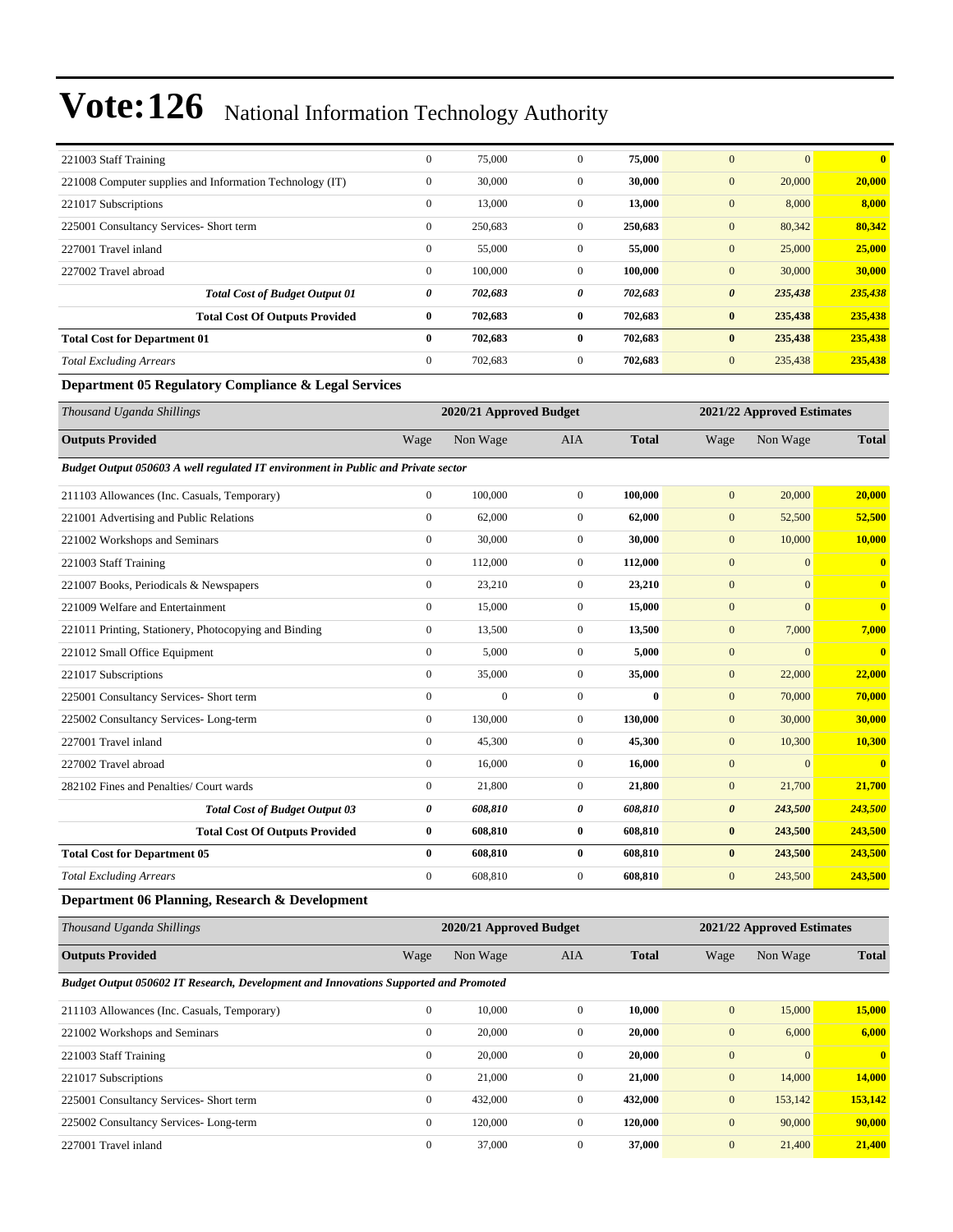# Vote:126 National Information Technology Authority

| | | | | | | | |
|---|---|---|---|---|---|---|---|
| 221003 Staff Training | 0 | 75,000 | 0 | **75,000** | 0 | 0 | **0** |
| 221008 Computer supplies and Information Technology (IT) | 0 | 30,000 | 0 | **30,000** | 0 | 20,000 | **20,000** |
| 221017 Subscriptions | 0 | 13,000 | 0 | **13,000** | 0 | 8,000 | **8,000** |
| 225001 Consultancy Services- Short term | 0 | 250,683 | 0 | **250,683** | 0 | 80,342 | **80,342** |
| 227001 Travel inland | 0 | 55,000 | 0 | **55,000** | 0 | 25,000 | **25,000** |
| 227002 Travel abroad | 0 | 100,000 | 0 | **100,000** | 0 | 30,000 | **30,000** |
| ***Total Cost of Budget Output 01*** | ***0*** | ***702,683*** | ***0*** | ***702,683*** | ***0*** | ***235,438*** | ***235,438*** |
| **Total Cost Of Outputs Provided** | **0** | **702,683** | **0** | **702,683** | **0** | **235,438** | **235,438** |
| **Total Cost for Department 01** | **0** | **702,683** | **0** | **702,683** | **0** | **235,438** | **235,438** |
| *Total Excluding Arrears* | 0 | 702,683 | 0 | **702,683** | 0 | 235,438 | **235,438** |

### Department 05 Regulatory Compliance & Legal Services

| *Thousand Uganda Shillings* | 2020/21 Approved Budget | | | | 2021/22 Approved Estimates | | |
|---|---|---|---|---|---|---|---|
| **Outputs Provided** | Wage | Non Wage | AIA | **Total** | Wage | Non Wage | **Total** |
| ***Budget Output 050603 A well regulated IT environment in Public and Private sector*** | | | | | | | |
| 211103 Allowances (Inc. Casuals, Temporary) | 0 | 100,000 | 0 | **100,000** | 0 | 20,000 | **20,000** |
| 221001 Advertising and Public Relations | 0 | 62,000 | 0 | **62,000** | 0 | 52,500 | **52,500** |
| 221002 Workshops and Seminars | 0 | 30,000 | 0 | **30,000** | 0 | 10,000 | **10,000** |
| 221003 Staff Training | 0 | 112,000 | 0 | **112,000** | 0 | 0 | **0** |
| 221007 Books, Periodicals & Newspapers | 0 | 23,210 | 0 | **23,210** | 0 | 0 | **0** |
| 221009 Welfare and Entertainment | 0 | 15,000 | 0 | **15,000** | 0 | 0 | **0** |
| 221011 Printing, Stationery, Photocopying and Binding | 0 | 13,500 | 0 | **13,500** | 0 | 7,000 | **7,000** |
| 221012 Small Office Equipment | 0 | 5,000 | 0 | **5,000** | 0 | 0 | **0** |
| 221017 Subscriptions | 0 | 35,000 | 0 | **35,000** | 0 | 22,000 | **22,000** |
| 225001 Consultancy Services- Short term | 0 | 0 | 0 | **0** | 0 | 70,000 | **70,000** |
| 225002 Consultancy Services- Long-term | 0 | 130,000 | 0 | **130,000** | 0 | 30,000 | **30,000** |
| 227001 Travel inland | 0 | 45,300 | 0 | **45,300** | 0 | 10,300 | **10,300** |
| 227002 Travel abroad | 0 | 16,000 | 0 | **16,000** | 0 | 0 | **0** |
| 282102 Fines and Penalties/ Court wards | 0 | 21,800 | 0 | **21,800** | 0 | 21,700 | **21,700** |
| ***Total Cost of Budget Output 03*** | ***0*** | ***608,810*** | ***0*** | ***608,810*** | ***0*** | ***243,500*** | ***243,500*** |
| **Total Cost Of Outputs Provided** | **0** | **608,810** | **0** | **608,810** | **0** | **243,500** | **243,500** |
| **Total Cost for Department 05** | **0** | **608,810** | **0** | **608,810** | **0** | **243,500** | **243,500** |
| *Total Excluding Arrears* | 0 | 608,810 | 0 | **608,810** | 0 | 243,500 | **243,500** |

### Department 06 Planning, Research & Development

| *Thousand Uganda Shillings* | 2020/21 Approved Budget | | | | 2021/22 Approved Estimates | | |
|---|---|---|---|---|---|---|---|
| **Outputs Provided** | Wage | Non Wage | AIA | **Total** | Wage | Non Wage | **Total** |
| ***Budget Output 050602 IT Research, Development and Innovations Supported and Promoted*** | | | | | | | |
| 211103 Allowances (Inc. Casuals, Temporary) | 0 | 10,000 | 0 | **10,000** | 0 | 15,000 | **15,000** |
| 221002 Workshops and Seminars | 0 | 20,000 | 0 | **20,000** | 0 | 6,000 | **6,000** |
| 221003 Staff Training | 0 | 20,000 | 0 | **20,000** | 0 | 0 | **0** |
| 221017 Subscriptions | 0 | 21,000 | 0 | **21,000** | 0 | 14,000 | **14,000** |
| 225001 Consultancy Services- Short term | 0 | 432,000 | 0 | **432,000** | 0 | 153,142 | **153,142** |
| 225002 Consultancy Services- Long-term | 0 | 120,000 | 0 | **120,000** | 0 | 90,000 | **90,000** |
| 227001 Travel inland | 0 | 37,000 | 0 | **37,000** | 0 | 21,400 | **21,400** |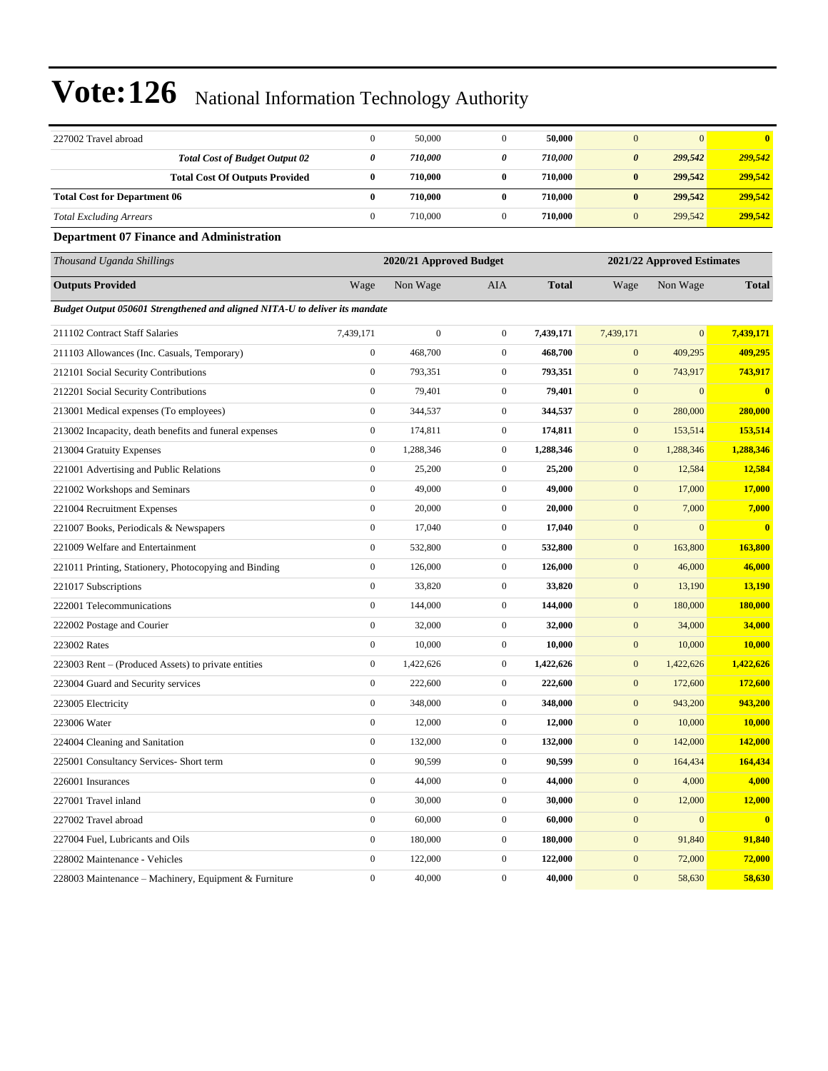# Vote:126 National Information Technology Authority

| | | | | | | | |
|---|---|---|---|---|---|---|---|
| 227002 Travel abroad | 0 | 50,000 | 0 | **50,000** | 0 | 0 | **0** |
| ***Total Cost of Budget Output 02*** | ***0*** | ***710,000*** | ***0*** | ***710,000*** | ***0*** | ***299,542*** | ***299,542*** |
| **Total Cost Of Outputs Provided** | **0** | **710,000** | **0** | **710,000** | **0** | **299,542** | **299,542** |
| **Total Cost for Department 06** | **0** | **710,000** | **0** | **710,000** | **0** | **299,542** | **299,542** |
| *Total Excluding Arrears* | 0 | 710,000 | 0 | **710,000** | 0 | 299,542 | **299,542** |

### Department 07 Finance and Administration

| *Thousand Uganda Shillings* | 2020/21 Approved Budget | | | | 2021/22 Approved Estimates | | |
|---|---|---|---|---|---|---|---|
| **Outputs Provided** | Wage | Non Wage | AIA | **Total** | Wage | Non Wage | **Total** |
| ***Budget Output 050601 Strengthened and aligned NITA-U to deliver its mandate*** | | | | | | | |
| 211102 Contract Staff Salaries | 7,439,171 | 0 | 0 | **7,439,171** | 7,439,171 | 0 | **7,439,171** |
| 211103 Allowances (Inc. Casuals, Temporary) | 0 | 468,700 | 0 | **468,700** | 0 | 409,295 | **409,295** |
| 212101 Social Security Contributions | 0 | 793,351 | 0 | **793,351** | 0 | 743,917 | **743,917** |
| 212201 Social Security Contributions | 0 | 79,401 | 0 | **79,401** | 0 | 0 | **0** |
| 213001 Medical expenses (To employees) | 0 | 344,537 | 0 | **344,537** | 0 | 280,000 | **280,000** |
| 213002 Incapacity, death benefits and funeral expenses | 0 | 174,811 | 0 | **174,811** | 0 | 153,514 | **153,514** |
| 213004 Gratuity Expenses | 0 | 1,288,346 | 0 | **1,288,346** | 0 | 1,288,346 | **1,288,346** |
| 221001 Advertising and Public Relations | 0 | 25,200 | 0 | **25,200** | 0 | 12,584 | **12,584** |
| 221002 Workshops and Seminars | 0 | 49,000 | 0 | **49,000** | 0 | 17,000 | **17,000** |
| 221004 Recruitment Expenses | 0 | 20,000 | 0 | **20,000** | 0 | 7,000 | **7,000** |
| 221007 Books, Periodicals & Newspapers | 0 | 17,040 | 0 | **17,040** | 0 | 0 | **0** |
| 221009 Welfare and Entertainment | 0 | 532,800 | 0 | **532,800** | 0 | 163,800 | **163,800** |
| 221011 Printing, Stationery, Photocopying and Binding | 0 | 126,000 | 0 | **126,000** | 0 | 46,000 | **46,000** |
| 221017 Subscriptions | 0 | 33,820 | 0 | **33,820** | 0 | 13,190 | **13,190** |
| 222001 Telecommunications | 0 | 144,000 | 0 | **144,000** | 0 | 180,000 | **180,000** |
| 222002 Postage and Courier | 0 | 32,000 | 0 | **32,000** | 0 | 34,000 | **34,000** |
| 223002 Rates | 0 | 10,000 | 0 | **10,000** | 0 | 10,000 | **10,000** |
| 223003 Rent – (Produced Assets) to private entities | 0 | 1,422,626 | 0 | **1,422,626** | 0 | 1,422,626 | **1,422,626** |
| 223004 Guard and Security services | 0 | 222,600 | 0 | **222,600** | 0 | 172,600 | **172,600** |
| 223005 Electricity | 0 | 348,000 | 0 | **348,000** | 0 | 943,200 | **943,200** |
| 223006 Water | 0 | 12,000 | 0 | **12,000** | 0 | 10,000 | **10,000** |
| 224004 Cleaning and Sanitation | 0 | 132,000 | 0 | **132,000** | 0 | 142,000 | **142,000** |
| 225001 Consultancy Services- Short term | 0 | 90,599 | 0 | **90,599** | 0 | 164,434 | **164,434** |
| 226001 Insurances | 0 | 44,000 | 0 | **44,000** | 0 | 4,000 | **4,000** |
| 227001 Travel inland | 0 | 30,000 | 0 | **30,000** | 0 | 12,000 | **12,000** |
| 227002 Travel abroad | 0 | 60,000 | 0 | **60,000** | 0 | 0 | **0** |
| 227004 Fuel, Lubricants and Oils | 0 | 180,000 | 0 | **180,000** | 0 | 91,840 | **91,840** |
| 228002 Maintenance - Vehicles | 0 | 122,000 | 0 | **122,000** | 0 | 72,000 | **72,000** |
| 228003 Maintenance – Machinery, Equipment & Furniture | 0 | 40,000 | 0 | **40,000** | 0 | 58,630 | **58,630** |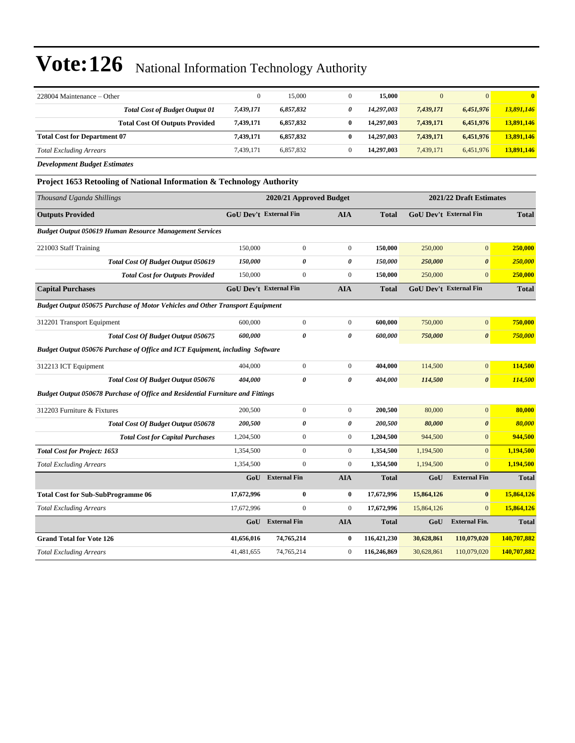# Vote:126 National Information Technology Authority

| | | | | | | | |
|---|---|---|---|---|---|---|---|
| 228004 Maintenance – Other | 0 | 15,000 | 0 | **15,000** | 0 | 0 | **0** |
| ***Total Cost of Budget Output 01*** | ***7,439,171*** | ***6,857,832*** | ***0*** | ***14,297,003*** | ***7,439,171*** | ***6,451,976*** | ***13,891,146*** |
| **Total Cost Of Outputs Provided** | **7,439,171** | **6,857,832** | **0** | **14,297,003** | **7,439,171** | **6,451,976** | **13,891,146** |
| **Total Cost for Department 07** | **7,439,171** | **6,857,832** | **0** | **14,297,003** | **7,439,171** | **6,451,976** | **13,891,146** |
| *Total Excluding Arrears* | 7,439,171 | 6,857,832 | 0 | **14,297,003** | 7,439,171 | 6,451,976 | **13,891,146** |

***Development Budget Estimates***

### Project 1653 Retooling of National Information & Technology Authority

| *Thousand Uganda Shillings* | 2020/21 Approved Budget | | | | 2021/22 Draft Estimates | | |
|---|---|---|---|---|---|---|---|
| **Outputs Provided** | **GoU Dev't** | **External Fin** | **AIA** | **Total** | **GoU Dev't** | **External Fin** | **Total** |
| ***Budget Output 050619 Human Resource Management Services*** | | | | | | | |
| 221003 Staff Training | 150,000 | 0 | 0 | **150,000** | 250,000 | 0 | **250,000** |
| ***Total Cost Of Budget Output 050619*** | ***150,000*** | ***0*** | ***0*** | ***150,000*** | ***250,000*** | ***0*** | ***250,000*** |
| ***Total Cost for Outputs Provided*** | 150,000 | 0 | 0 | **150,000** | 250,000 | 0 | **250,000** |
| **Capital Purchases** | **GoU Dev't** | **External Fin** | **AIA** | **Total** | **GoU Dev't** | **External Fin** | **Total** |
| ***Budget Output 050675 Purchase of Motor Vehicles and Other Transport Equipment*** | | | | | | | |
| 312201 Transport Equipment | 600,000 | 0 | 0 | **600,000** | 750,000 | 0 | **750,000** |
| ***Total Cost Of Budget Output 050675*** | ***600,000*** | ***0*** | ***0*** | ***600,000*** | ***750,000*** | ***0*** | ***750,000*** |
| ***Budget Output 050676 Purchase of Office and ICT Equipment, including Software*** | | | | | | | |
| 312213 ICT Equipment | 404,000 | 0 | 0 | **404,000** | 114,500 | 0 | **114,500** |
| ***Total Cost Of Budget Output 050676*** | ***404,000*** | ***0*** | ***0*** | ***404,000*** | ***114,500*** | ***0*** | ***114,500*** |
| ***Budget Output 050678 Purchase of Office and Residential Furniture and Fittings*** | | | | | | | |
| 312203 Furniture & Fixtures | 200,500 | 0 | 0 | **200,500** | 80,000 | 0 | **80,000** |
| ***Total Cost Of Budget Output 050678*** | ***200,500*** | ***0*** | ***0*** | ***200,500*** | ***80,000*** | ***0*** | ***80,000*** |
| ***Total Cost for Capital Purchases*** | 1,204,500 | 0 | 0 | **1,204,500** | 944,500 | 0 | **944,500** |
| ***Total Cost for Project: 1653*** | 1,354,500 | 0 | 0 | **1,354,500** | 1,194,500 | 0 | **1,194,500** |
| *Total Excluding Arrears* | 1,354,500 | 0 | 0 | **1,354,500** | 1,194,500 | 0 | **1,194,500** |
| | **GoU** | **External Fin** | **AIA** | **Total** | **GoU** | **External Fin** | **Total** |
| **Total Cost for Sub-SubProgramme 06** | **17,672,996** | **0** | **0** | **17,672,996** | **15,864,126** | **0** | **15,864,126** |
| *Total Excluding Arrears* | 17,672,996 | 0 | 0 | **17,672,996** | 15,864,126 | 0 | **15,864,126** |
| | **GoU** | **External Fin** | **AIA** | **Total** | **GoU** | **External Fin.** | **Total** |
| **Grand Total for Vote 126** | **41,656,016** | **74,765,214** | **0** | **116,421,230** | **30,628,861** | **110,079,020** | **140,707,882** |
| *Total Excluding Arrears* | 41,481,655 | 74,765,214 | 0 | **116,246,869** | 30,628,861 | 110,079,020 | **140,707,882** |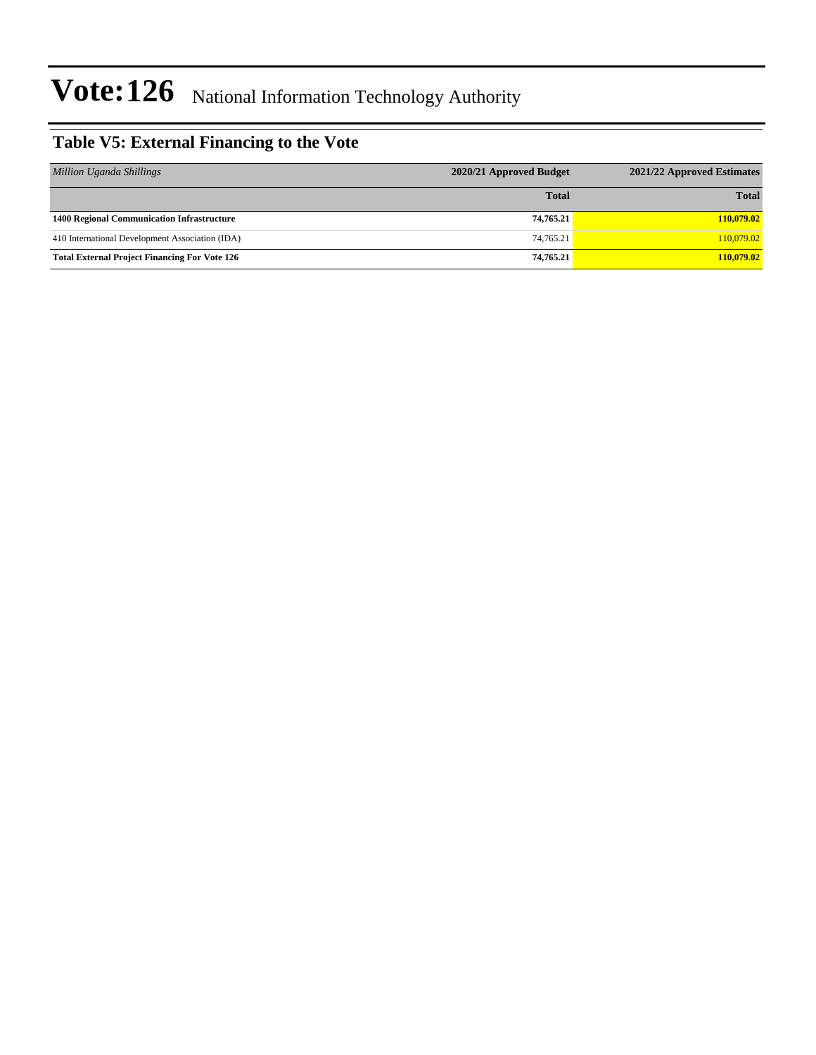# Vote:126 National Information Technology Authority

## Table V5: External Financing to the Vote

| *Million Uganda Shillings* | 2020/21 Approved Budget | 2021/22 Approved Estimates |
|---|---|---|
| | **Total** | **Total** |
| **1400 Regional Communication Infrastructure** | **74,765.21** | **110,079.02** |
| 410 International Development Association (IDA) | 74,765.21 | 110,079.02 |
| **Total External Project Financing For Vote 126** | **74,765.21** | **110,079.02** |